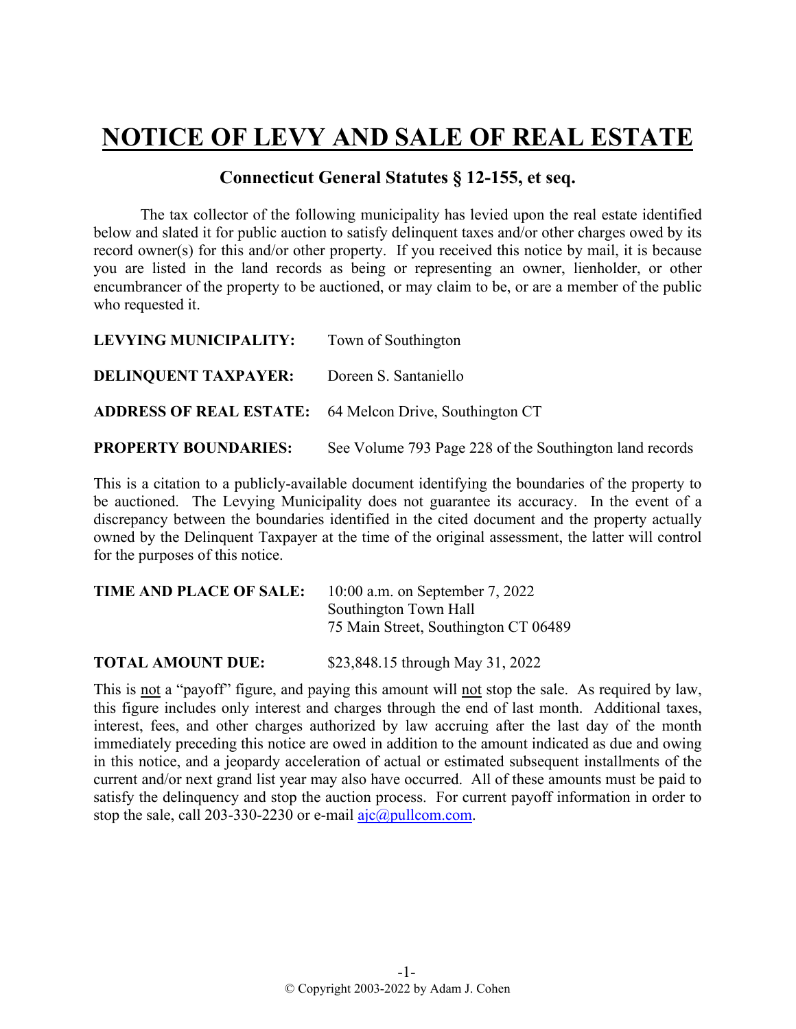# NOTICE OF LEVY AND SALE OF REAL ESTATE

## Connecticut General Statutes § 12-155, et seq.

The tax collector of the following municipality has levied upon the real estate identified below and slated it for public auction to satisfy delinquent taxes and/or other charges owed by its record owner(s) for this and/or other property. If you received this notice by mail, it is because you are listed in the land records as being or representing an owner, lienholder, or other encumbrancer of the property to be auctioned, or may claim to be, or are a member of the public who requested it.

**LEVYING MUNICIPALITY:** Town of Southington

**DELINQUENT TAXPAYER:** Doreen S. Santaniello

**ADDRESS OF REAL ESTATE:** 64 Melcon Drive, Southington CT

**PROPERTY BOUNDARIES:** See Volume 793 Page 228 of the Southington land records

This is a citation to a publicly-available document identifying the boundaries of the property to be auctioned. The Levying Municipality does not guarantee its accuracy. In the event of a discrepancy between the boundaries identified in the cited document and the property actually owned by the Delinquent Taxpayer at the time of the original assessment, the latter will control for the purposes of this notice.

**TIME AND PLACE OF SALE:** 10:00 a.m. on September 7, 2022
Southington Town Hall
75 Main Street, Southington CT 06489

**TOTAL AMOUNT DUE:** $23,848.15 through May 31, 2022

This is not a "payoff" figure, and paying this amount will not stop the sale. As required by law, this figure includes only interest and charges through the end of last month. Additional taxes, interest, fees, and other charges authorized by law accruing after the last day of the month immediately preceding this notice are owed in addition to the amount indicated as due and owing in this notice, and a jeopardy acceleration of actual or estimated subsequent installments of the current and/or next grand list year may also have occurred. All of these amounts must be paid to satisfy the delinquency and stop the auction process. For current payoff information in order to stop the sale, call 203-330-2230 or e-mail ajc@pullcom.com.

© Copyright 2003-2022 by Adam J. Cohen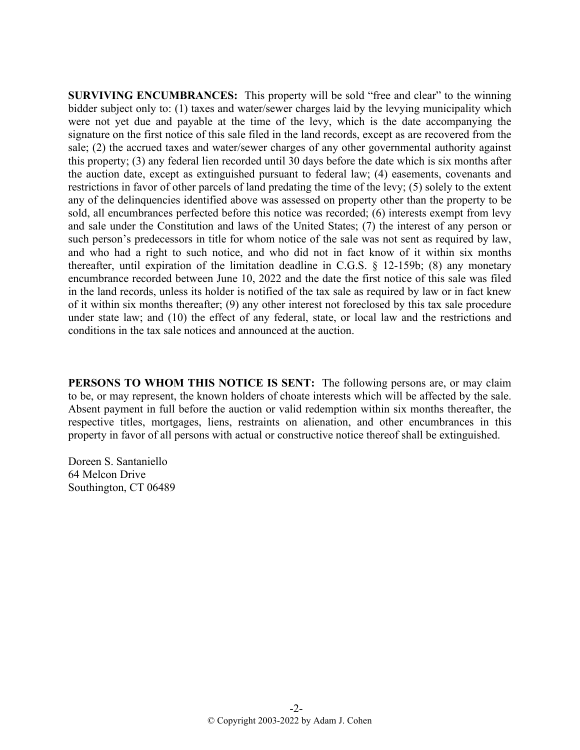**SURVIVING ENCUMBRANCES:** This property will be sold "free and clear" to the winning bidder subject only to: (1) taxes and water/sewer charges laid by the levying municipality which were not yet due and payable at the time of the levy, which is the date accompanying the signature on the first notice of this sale filed in the land records, except as are recovered from the sale; (2) the accrued taxes and water/sewer charges of any other governmental authority against this property; (3) any federal lien recorded until 30 days before the date which is six months after the auction date, except as extinguished pursuant to federal law; (4) easements, covenants and restrictions in favor of other parcels of land predating the time of the levy; (5) solely to the extent any of the delinquencies identified above was assessed on property other than the property to be sold, all encumbrances perfected before this notice was recorded; (6) interests exempt from levy and sale under the Constitution and laws of the United States; (7) the interest of any person or such person's predecessors in title for whom notice of the sale was not sent as required by law, and who had a right to such notice, and who did not in fact know of it within six months thereafter, until expiration of the limitation deadline in C.G.S. § 12-159b; (8) any monetary encumbrance recorded between June 10, 2022 and the date the first notice of this sale was filed in the land records, unless its holder is notified of the tax sale as required by law or in fact knew of it within six months thereafter; (9) any other interest not foreclosed by this tax sale procedure under state law; and (10) the effect of any federal, state, or local law and the restrictions and conditions in the tax sale notices and announced at the auction.

**PERSONS TO WHOM THIS NOTICE IS SENT:** The following persons are, or may claim to be, or may represent, the known holders of choate interests which will be affected by the sale. Absent payment in full before the auction or valid redemption within six months thereafter, the respective titles, mortgages, liens, restraints on alienation, and other encumbrances in this property in favor of all persons with actual or constructive notice thereof shall be extinguished.

Doreen S. Santaniello
64 Melcon Drive
Southington, CT 06489

© Copyright 2003-2022 by Adam J. Cohen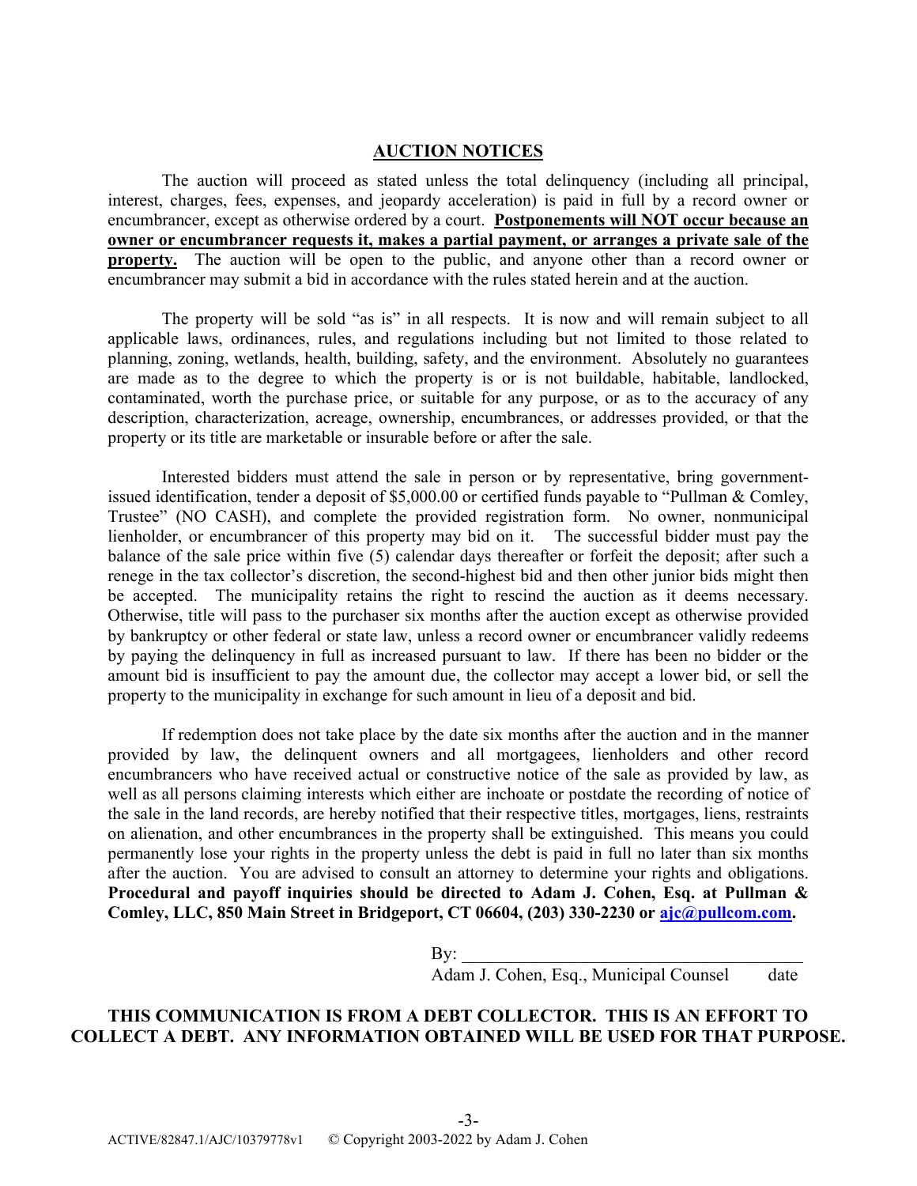## AUCTION NOTICES

The auction will proceed as stated unless the total delinquency (including all principal, interest, charges, fees, expenses, and jeopardy acceleration) is paid in full by a record owner or encumbrancer, except as otherwise ordered by a court. **Postponements will NOT occur because an owner or encumbrancer requests it, makes a partial payment, or arranges a private sale of the property.** The auction will be open to the public, and anyone other than a record owner or encumbrancer may submit a bid in accordance with the rules stated herein and at the auction.

The property will be sold "as is" in all respects. It is now and will remain subject to all applicable laws, ordinances, rules, and regulations including but not limited to those related to planning, zoning, wetlands, health, building, safety, and the environment. Absolutely no guarantees are made as to the degree to which the property is or is not buildable, habitable, landlocked, contaminated, worth the purchase price, or suitable for any purpose, or as to the accuracy of any description, characterization, acreage, ownership, encumbrances, or addresses provided, or that the property or its title are marketable or insurable before or after the sale.

Interested bidders must attend the sale in person or by representative, bring government-issued identification, tender a deposit of $5,000.00 or certified funds payable to "Pullman & Comley, Trustee" (NO CASH), and complete the provided registration form. No owner, nonmunicipal lienholder, or encumbrancer of this property may bid on it. The successful bidder must pay the balance of the sale price within five (5) calendar days thereafter or forfeit the deposit; after such a renege in the tax collector's discretion, the second-highest bid and then other junior bids might then be accepted. The municipality retains the right to rescind the auction as it deems necessary. Otherwise, title will pass to the purchaser six months after the auction except as otherwise provided by bankruptcy or other federal or state law, unless a record owner or encumbrancer validly redeems by paying the delinquency in full as increased pursuant to law. If there has been no bidder or the amount bid is insufficient to pay the amount due, the collector may accept a lower bid, or sell the property to the municipality in exchange for such amount in lieu of a deposit and bid.

If redemption does not take place by the date six months after the auction and in the manner provided by law, the delinquent owners and all mortgagees, lienholders and other record encumbrancers who have received actual or constructive notice of the sale as provided by law, as well as all persons claiming interests which either are inchoate or postdate the recording of notice of the sale in the land records, are hereby notified that their respective titles, mortgages, liens, restraints on alienation, and other encumbrances in the property shall be extinguished. This means you could permanently lose your rights in the property unless the debt is paid in full no later than six months after the auction. You are advised to consult an attorney to determine your rights and obligations. **Procedural and payoff inquiries should be directed to Adam J. Cohen, Esq. at Pullman & Comley, LLC, 850 Main Street in Bridgeport, CT 06604, (203) 330-2230 or ajc@pullcom.com.**

By: ___________________________________

Adam J. Cohen, Esq., Municipal Counsel date

**THIS COMMUNICATION IS FROM A DEBT COLLECTOR. THIS IS AN EFFORT TO COLLECT A DEBT. ANY INFORMATION OBTAINED WILL BE USED FOR THAT PURPOSE.**

ACTIVE/82847.1/AJC/10379778v1 © Copyright 2003-2022 by Adam J. Cohen